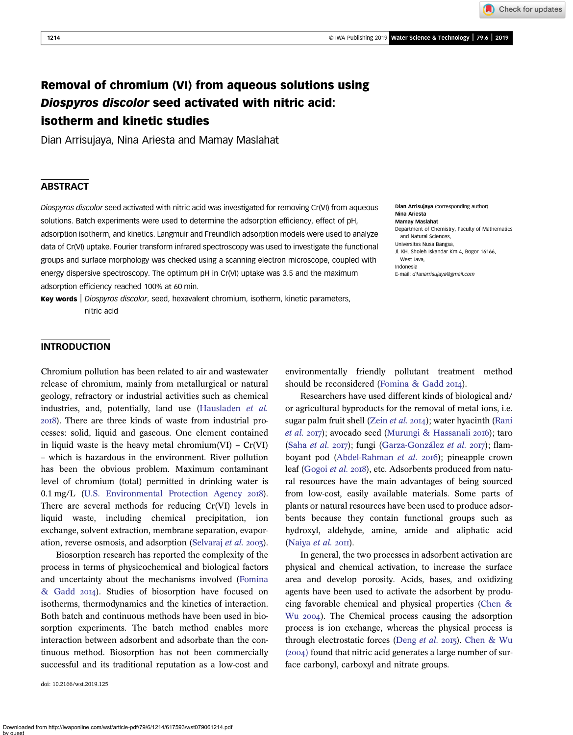# Removal of chromium (VI) from aqueous solutions using *Diospyros discolor* seed activated with nitric acid: isotherm and kinetic studies

Dian Arrisujaya, Nina Ariesta and Mamay Maslahat

## ABSTRACT

*Diospyros discolor* seed activated with nitric acid was investigated for removing Cr(VI) from aqueous solutions. Batch experiments were used to determine the adsorption efficiency, effect of pH, adsorption isotherm, and kinetics. Langmuir and Freundlich adsorption models were used to analyze data of Cr(VI) uptake. Fourier transform infrared spectroscopy was used to investigate the functional groups and surface morphology was checked using a scanning electron microscope, coupled with energy dispersive spectroscopy. The optimum pH in Cr(VI) uptake was 3.5 and the maximum adsorption efficiency reached 100% at 60 min.

**Key words** | *Diospyros discolor*, seed, hexavalent chromium, isotherm, kinetic parameters, nitric acid

**Dian Arrisujaya** (corresponding author)
**Nina Ariesta**
**Mamay Maslahat**
Department of Chemistry, Faculty of Mathematics and Natural Sciences,
Universitas Nusa Bangsa,
Jl. KH. Sholeh Iskandar Km 4, Bogor 16166,
West Java,
Indonesia
E-mail: *d1anarrisujaya@gmail.com*

## INTRODUCTION

Chromium pollution has been related to air and wastewater release of chromium, mainly from metallurgical or natural geology, refractory or industrial activities such as chemical industries, and, potentially, land use (Hausladen *et al.* 2018). There are three kinds of waste from industrial processes: solid, liquid and gaseous. One element contained in liquid waste is the heavy metal chromium(VI) – Cr(VI) – which is hazardous in the environment. River pollution has been the obvious problem. Maximum contaminant level of chromium (total) permitted in drinking water is 0.1 mg/L (U.S. Environmental Protection Agency 2018). There are several methods for reducing Cr(VI) levels in liquid waste, including chemical precipitation, ion exchange, solvent extraction, membrane separation, evaporation, reverse osmosis, and adsorption (Selvaraj *et al.* 2003).

Biosorption research has reported the complexity of the process in terms of physicochemical and biological factors and uncertainty about the mechanisms involved (Fomina & Gadd 2014). Studies of biosorption have focused on isotherms, thermodynamics and the kinetics of interaction. Both batch and continuous methods have been used in biosorption experiments. The batch method enables more interaction between adsorbent and adsorbate than the continuous method. Biosorption has not been commercially successful and its traditional reputation as a low-cost and environmentally friendly pollutant treatment method should be reconsidered (Fomina & Gadd 2014).

Researchers have used different kinds of biological and/or agricultural byproducts for the removal of metal ions, i.e. sugar palm fruit shell (Zein *et al.* 2014); water hyacinth (Rani *et al.* 2017); avocado seed (Murungi & Hassanali 2016); taro (Saha *et al.* 2017); fungi (Garza-González *et al.* 2017); flamboyant pod (Abdel-Rahman *et al.* 2016); pineapple crown leaf (Gogoi *et al.* 2018), etc. Adsorbents produced from natural resources have the main advantages of being sourced from low-cost, easily available materials. Some parts of plants or natural resources have been used to produce adsorbents because they contain functional groups such as hydroxyl, aldehyde, amine, amide and aliphatic acid (Naiya *et al.* 2011).

In general, the two processes in adsorbent activation are physical and chemical activation, to increase the surface area and develop porosity. Acids, bases, and oxidizing agents have been used to activate the adsorbent by producing favorable chemical and physical properties (Chen & Wu 2004). The Chemical process causing the adsorption process is ion exchange, whereas the physical process is through electrostatic forces (Deng *et al.* 2015). Chen & Wu (2004) found that nitric acid generates a large number of surface carbonyl, carboxyl and nitrate groups.

doi: 10.2166/wst.2019.125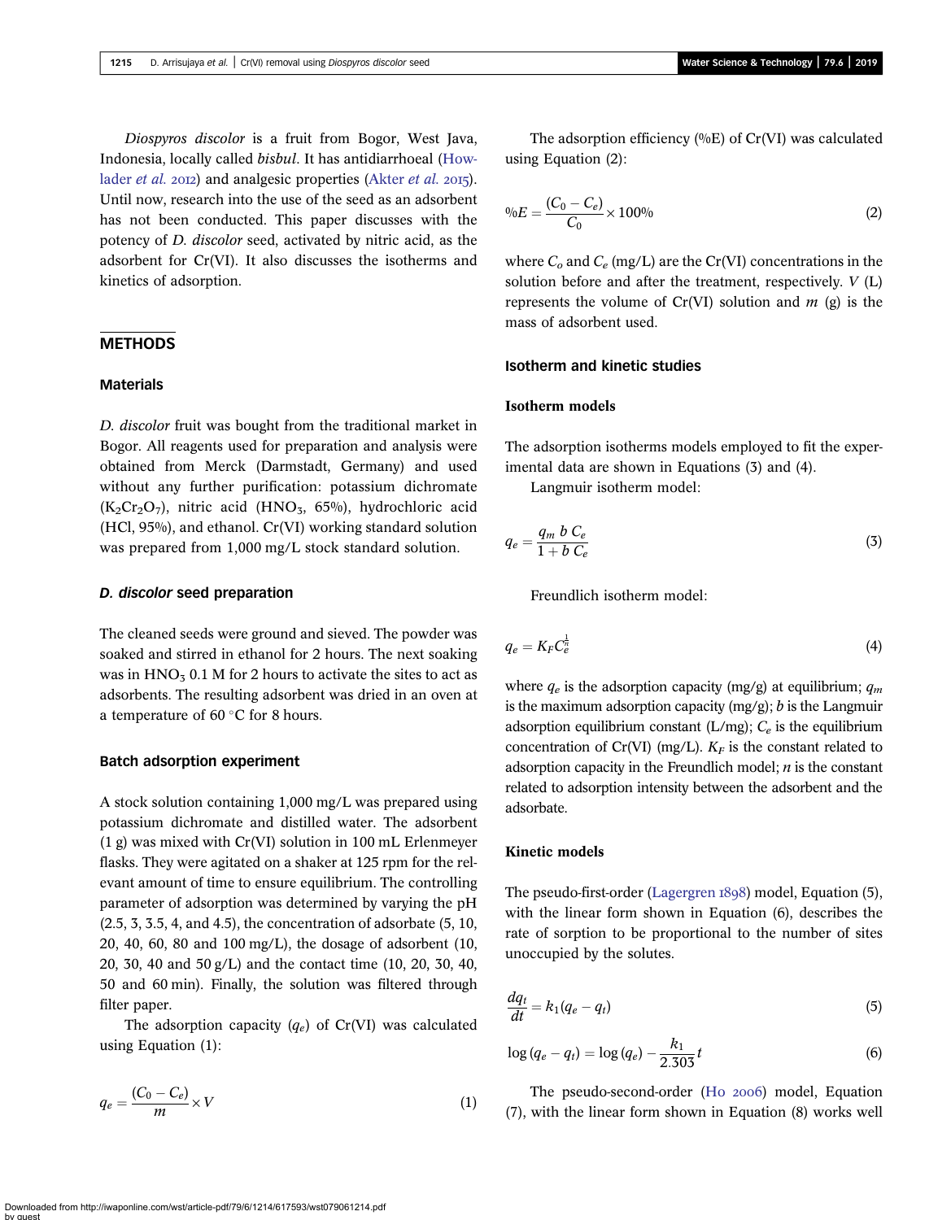*Diospyros discolor* is a fruit from Bogor, West Java, Indonesia, locally called *bisbul*. It has antidiarrhoeal (Howlader *et al.* 2012) and analgesic properties (Akter *et al.* 2015). Until now, research into the use of the seed as an adsorbent has not been conducted. This paper discusses with the potency of *D. discolor* seed, activated by nitric acid, as the adsorbent for Cr(VI). It also discusses the isotherms and kinetics of adsorption.

## METHODS

### Materials

*D. discolor* fruit was bought from the traditional market in Bogor. All reagents used for preparation and analysis were obtained from Merck (Darmstadt, Germany) and used without any further purification: potassium dichromate ($K_2Cr_2O_7$), nitric acid ($HNO_3$, 65%), hydrochloric acid (HCl, 95%), and ethanol. Cr(VI) working standard solution was prepared from 1,000 mg/L stock standard solution.

### *D. discolor* seed preparation

The cleaned seeds were ground and sieved. The powder was soaked and stirred in ethanol for 2 hours. The next soaking was in $HNO_3$ 0.1 M for 2 hours to activate the sites to act as adsorbents. The resulting adsorbent was dried in an oven at a temperature of 60 °C for 8 hours.

### Batch adsorption experiment

A stock solution containing 1,000 mg/L was prepared using potassium dichromate and distilled water. The adsorbent (1 g) was mixed with Cr(VI) solution in 100 mL Erlenmeyer flasks. They were agitated on a shaker at 125 rpm for the relevant amount of time to ensure equilibrium. The controlling parameter of adsorption was determined by varying the pH (2.5, 3, 3.5, 4, and 4.5), the concentration of adsorbate (5, 10, 20, 40, 60, 80 and 100 mg/L), the dosage of adsorbent (10, 20, 30, 40 and 50 g/L) and the contact time (10, 20, 30, 40, 50 and 60 min). Finally, the solution was filtered through filter paper.

The adsorption capacity ($q_e$) of Cr(VI) was calculated using Equation (1):

$$q_e = \frac{(C_0 - C_e)}{m} \times V \tag{1}$$

The adsorption efficiency (%E) of Cr(VI) was calculated using Equation (2):

$$\%E = \frac{(C_0 - C_e)}{C_0} \times 100\% \tag{2}$$

where $C_o$ and $C_e$ (mg/L) are the Cr(VI) concentrations in the solution before and after the treatment, respectively. $V$ (L) represents the volume of Cr(VI) solution and $m$ (g) is the mass of adsorbent used.

### Isotherm and kinetic studies

#### Isotherm models

The adsorption isotherms models employed to fit the experimental data are shown in Equations (3) and (4).

Langmuir isotherm model:

$$q_e = \frac{q_m \, b \, C_e}{1 + b \, C_e} \tag{3}$$

Freundlich isotherm model:

$$q_e = K_F C_e^{\frac{1}{n}} \tag{4}$$

where $q_e$ is the adsorption capacity (mg/g) at equilibrium; $q_m$ is the maximum adsorption capacity (mg/g); $b$ is the Langmuir adsorption equilibrium constant (L/mg); $C_e$ is the equilibrium concentration of Cr(VI) (mg/L). $K_F$ is the constant related to adsorption capacity in the Freundlich model; $n$ is the constant related to adsorption intensity between the adsorbent and the adsorbate.

#### Kinetic models

The pseudo-first-order (Lagergren 1898) model, Equation (5), with the linear form shown in Equation (6), describes the rate of sorption to be proportional to the number of sites unoccupied by the solutes.

$$\frac{dq_t}{dt} = k_1(q_e - q_t) \tag{5}$$

$$\log(q_e - q_t) = \log(q_e) - \frac{k_1}{2.303}t \tag{6}$$

The pseudo-second-order (Ho 2006) model, Equation (7), with the linear form shown in Equation (8) works well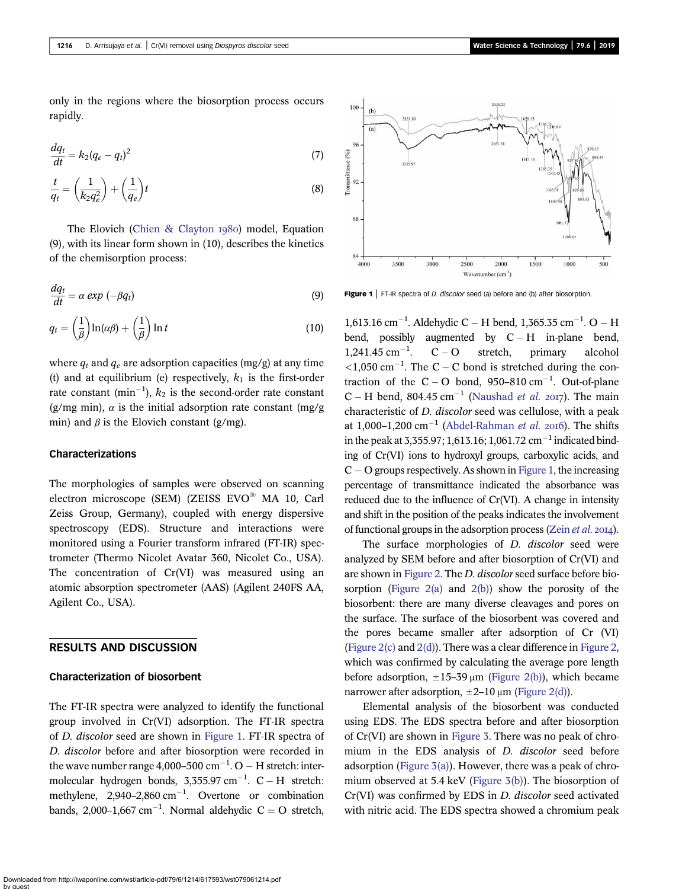only in the regions where the biosorption process occurs rapidly.

$$\frac{dq_t}{dt} = k_2(q_e - q_t)^2 \tag{7}$$

$$\frac{t}{q_t} = \left(\frac{1}{k_2 q_e^2}\right) + \left(\frac{1}{q_e}\right)t \tag{8}$$

The Elovich (Chien & Clayton 1980) model, Equation (9), with its linear form shown in (10), describes the kinetics of the chemisorption process:

$$\frac{dq_t}{dt} = \alpha \exp(-\beta q_t) \tag{9}$$

$$q_t = \left(\frac{1}{\beta}\right)\ln(\alpha\beta) + \left(\frac{1}{\beta}\right)\ln t \tag{10}$$

where $q_t$ and $q_e$ are adsorption capacities (mg/g) at any time (t) and at equilibrium (e) respectively, $k_1$ is the first-order rate constant ($min^{-1}$), $k_2$ is the second-order rate constant (g/mg min), $\alpha$ is the initial adsorption rate constant (mg/g min) and $\beta$ is the Elovich constant (g/mg).

### Characterizations

The morphologies of samples were observed on scanning electron microscope (SEM) (ZEISS EVO® MA 10, Carl Zeiss Group, Germany), coupled with energy dispersive spectroscopy (EDS). Structure and interactions were monitored using a Fourier transform infrared (FT-IR) spectrometer (Thermo Nicolet Avatar 360, Nicolet Co., USA). The concentration of Cr(VI) was measured using an atomic absorption spectrometer (AAS) (Agilent 240FS AA, Agilent Co., USA).

## RESULTS AND DISCUSSION

### Characterization of biosorbent

The FT-IR spectra were analyzed to identify the functional group involved in Cr(VI) adsorption. The FT-IR spectra of *D. discolor* seed are shown in Figure 1. FT-IR spectra of *D. discolor* before and after biosorption were recorded in the wave number range 4,000–500 $cm^{-1}$. O – H stretch: intermolecular hydrogen bonds, 3,355.97 $cm^{-1}$. C – H stretch: methylene, 2,940–2,860 $cm^{-1}$. Overtone or combination bands, 2,000–1,667 $cm^{-1}$. Normal aldehydic C = O stretch, 1,613.16 $cm^{-1}$. Aldehydic C – H bend, 1,365.35 $cm^{-1}$. O – H bend, possibly augmented by C – H in-plane bend, 1,241.45 $cm^{-1}$. C – O stretch, primary alcohol <1,050 $cm^{-1}$. The C – C bond is stretched during the contraction of the C – O bond, 950–810 $cm^{-1}$. Out-of-plane C – H bend, 804.45 $cm^{-1}$ (Naushad *et al.* 2017). The main characteristic of *D. discolor* seed was cellulose, with a peak at 1,000–1,200 $cm^{-1}$ (Abdel-Rahman *et al.* 2016). The shifts in the peak at 3,355.97; 1,613.16; 1,061.72 $cm^{-1}$ indicated binding of Cr(VI) ions to hydroxyl groups, carboxylic acids, and C – O groups respectively. As shown in Figure 1, the increasing percentage of transmittance indicated the absorbance was reduced due to the influence of Cr(VI). A change in intensity and shift in the position of the peaks indicates the involvement of functional groups in the adsorption process (Zein *et al.* 2014).

Figure 1 | FT-IR spectra of *D. discolor* seed (a) before and (b) after biosorption.

The surface morphologies of *D. discolor* seed were analyzed by SEM before and after biosorption of Cr(VI) and are shown in Figure 2. The *D. discolor* seed surface before biosorption (Figure 2(a) and 2(b)) show the porosity of the biosorbent: there are many diverse cleavages and pores on the surface. The surface of the biosorbent was covered and the pores became smaller after adsorption of Cr (VI) (Figure 2(c) and 2(d)). There was a clear difference in Figure 2, which was confirmed by calculating the average pore length before adsorption, ±15–39 μm (Figure 2(b)), which became narrower after adsorption, ±2–10 μm (Figure 2(d)).

Elemental analysis of the biosorbent was conducted using EDS. The EDS spectra before and after biosorption of Cr(VI) are shown in Figure 3. There was no peak of chromium in the EDS analysis of *D. discolor* seed before adsorption (Figure 3(a)). However, there was a peak of chromium observed at 5.4 keV (Figure 3(b)). The biosorption of Cr(VI) was confirmed by EDS in *D. discolor* seed activated with nitric acid. The EDS spectra showed a chromium peak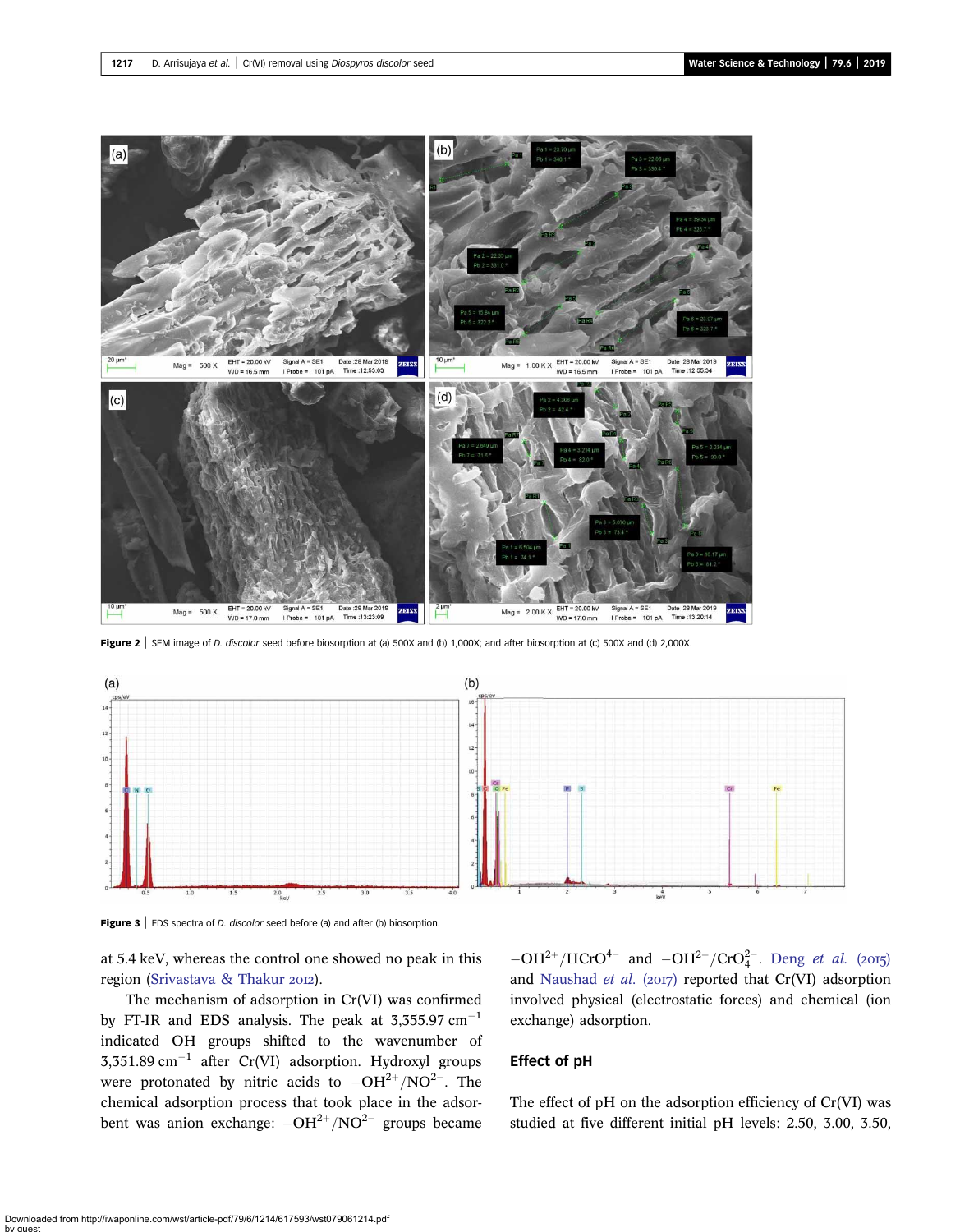Figure 2 | SEM image of *D. discolor* seed before biosorption at (a) 500X and (b) 1,000X; and after biosorption at (c) 500X and (d) 2,000X.

Figure 3 | EDS spectra of *D. discolor* seed before (a) and after (b) biosorption.

at 5.4 keV, whereas the control one showed no peak in this region (Srivastava & Thakur 2012).

The mechanism of adsorption in Cr(VI) was confirmed by FT-IR and EDS analysis. The peak at 3,355.97 $cm^{-1}$ indicated OH groups shifted to the wavenumber of 3,351.89 $cm^{-1}$ after Cr(VI) adsorption. Hydroxyl groups were protonated by nitric acids to $-OH^{2+}/NO^{2-}$. The chemical adsorption process that took place in the adsorbent was anion exchange: $-OH^{2+}/NO^{2-}$ groups became $-OH^{2+}/HCrO^{4-}$ and $-OH^{2+}/CrO_4^{2-}$. Deng *et al.* (2015) and Naushad *et al.* (2017) reported that Cr(VI) adsorption involved physical (electrostatic forces) and chemical (ion exchange) adsorption.

## Effect of pH

The effect of pH on the adsorption efficiency of Cr(VI) was studied at five different initial pH levels: 2.50, 3.00, 3.50,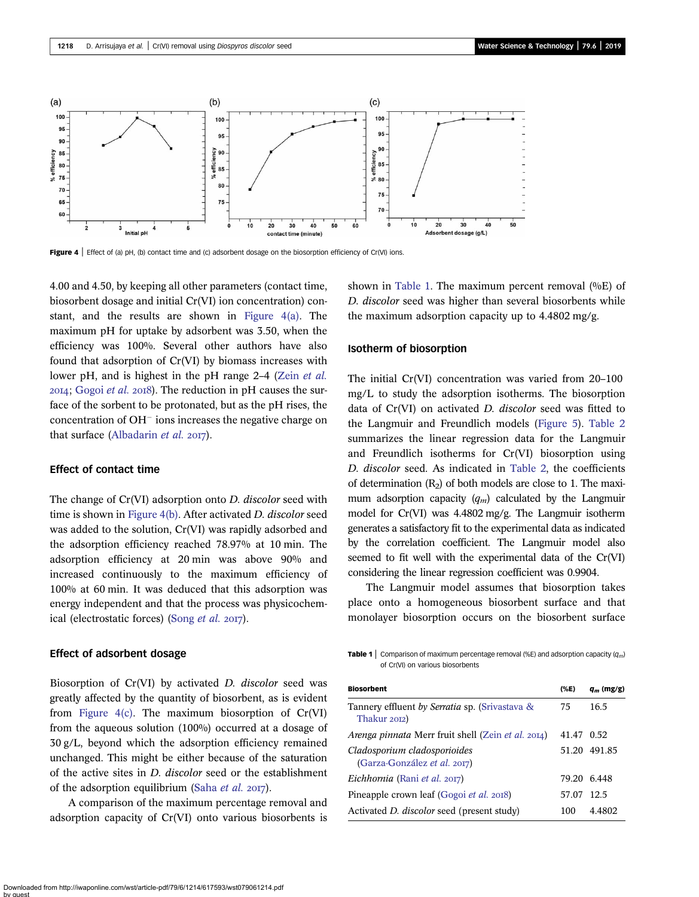Figure 4 | Effect of (a) pH, (b) contact time and (c) adsorbent dosage on the biosorption efficiency of Cr(VI) ions.

4.00 and 4.50, by keeping all other parameters (contact time, biosorbent dosage and initial Cr(VI) ion concentration) constant, and the results are shown in Figure 4(a). The maximum pH for uptake by adsorbent was 3.50, when the efficiency was 100%. Several other authors have also found that adsorption of Cr(VI) by biomass increases with lower pH, and is highest in the pH range 2–4 (Zein *et al.* 2014; Gogoi *et al.* 2018). The reduction in pH causes the surface of the sorbent to be protonated, but as the pH rises, the concentration of $OH^-$ ions increases the negative charge on that surface (Albadarin *et al.* 2017).

### Effect of contact time

The change of Cr(VI) adsorption onto *D. discolor* seed with time is shown in Figure 4(b). After activated *D. discolor* seed was added to the solution, Cr(VI) was rapidly adsorbed and the adsorption efficiency reached 78.97% at 10 min. The adsorption efficiency at 20 min was above 90% and increased continuously to the maximum efficiency of 100% at 60 min. It was deduced that this adsorption was energy independent and that the process was physicochemical (electrostatic forces) (Song *et al.* 2017).

### Effect of adsorbent dosage

Biosorption of Cr(VI) by activated *D. discolor* seed was greatly affected by the quantity of biosorbent, as is evident from Figure 4(c). The maximum biosorption of Cr(VI) from the aqueous solution (100%) occurred at a dosage of 30 g/L, beyond which the adsorption efficiency remained unchanged. This might be either because of the saturation of the active sites in *D. discolor* seed or the establishment of the adsorption equilibrium (Saha *et al.* 2017).

A comparison of the maximum percentage removal and adsorption capacity of Cr(VI) onto various biosorbents is shown in Table 1. The maximum percent removal (%E) of *D. discolor* seed was higher than several biosorbents while the maximum adsorption capacity up to 4.4802 mg/g.

### Isotherm of biosorption

The initial Cr(VI) concentration was varied from 20–100 mg/L to study the adsorption isotherms. The biosorption data of Cr(VI) on activated *D. discolor* seed was fitted to the Langmuir and Freundlich models (Figure 5). Table 2 summarizes the linear regression data for the Langmuir and Freundlich isotherms for Cr(VI) biosorption using *D. discolor* seed. As indicated in Table 2, the coefficients of determination ($R_2$) of both models are close to 1. The maximum adsorption capacity ($q_m$) calculated by the Langmuir model for Cr(VI) was 4.4802 mg/g. The Langmuir isotherm generates a satisfactory fit to the experimental data as indicated by the correlation coefficient. The Langmuir model also seemed to fit well with the experimental data of the Cr(VI) considering the linear regression coefficient was 0.9904.

The Langmuir model assumes that biosorption takes place onto a homogeneous biosorbent surface and that monolayer biosorption occurs on the biosorbent surface

**Table 1** | Comparison of maximum percentage removal (%E) and adsorption capacity ($q_m$) of Cr(VI) on various biosorbents

| Biosorbent | (%E) | $q_m$ (mg/g) |
|---|---|---|
| Tannery effluent *by Serratia* sp. (Srivastava & Thakur 2012) | 75 | 16.5 |
| *Arenga pinnata* Merr fruit shell (Zein *et al.* 2014) | 41.47 | 0.52 |
| *Cladosporium cladosporioides* (Garza-González *et al.* 2017) | 51.20 | 491.85 |
| *Eichhornia* (Rani *et al.* 2017) | 79.20 | 6.448 |
| Pineapple crown leaf (Gogoi *et al.* 2018) | 57.07 | 12.5 |
| Activated *D. discolor* seed (present study) | 100 | 4.4802 |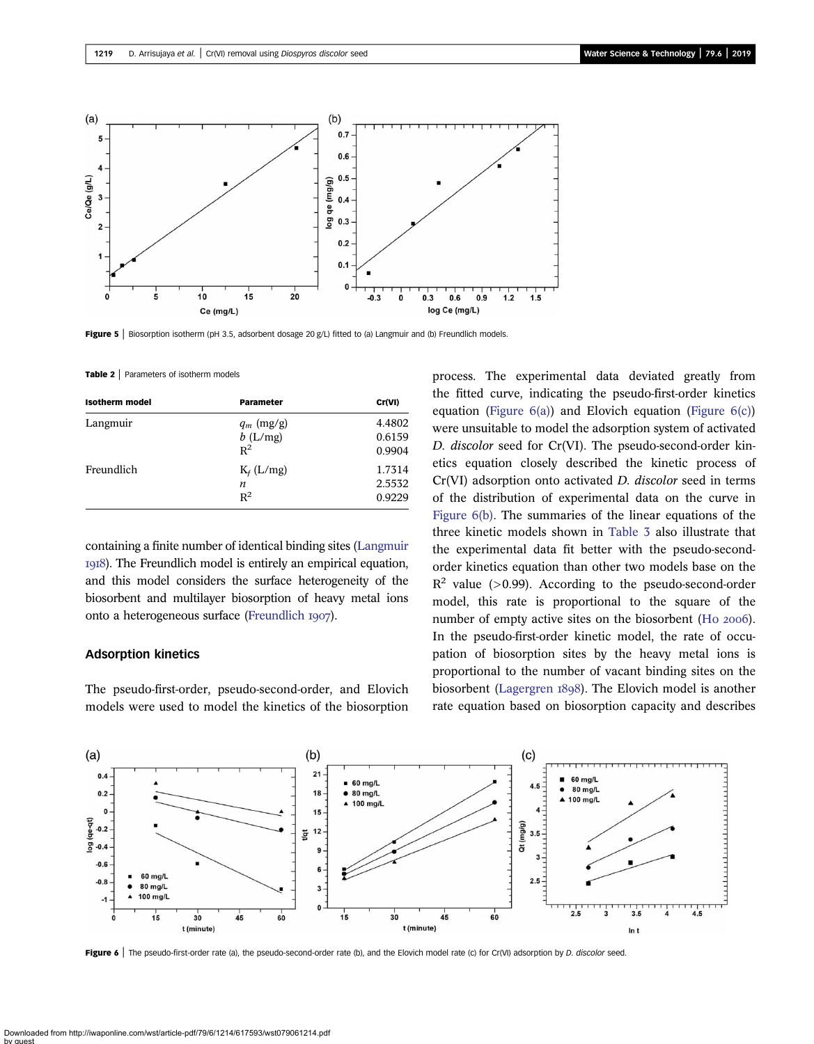Figure 5 | Biosorption isotherm (pH 3.5, adsorbent dosage 20 g/L) fitted to (a) Langmuir and (b) Freundlich models.

**Table 2** | Parameters of isotherm models

| Isotherm model | Parameter | Cr(VI) |
|---|---|---|
| Langmuir | $q_m$ (mg/g) | 4.4802 |
| | $b$ (L/mg) | 0.6159 |
| | $R^2$ | 0.9904 |
| Freundlich | $K_f$ (L/mg) | 1.7314 |
| | $n$ | 2.5532 |
| | $R^2$ | 0.9229 |

containing a finite number of identical binding sites (Langmuir 1918). The Freundlich model is entirely an empirical equation, and this model considers the surface heterogeneity of the biosorbent and multilayer biosorption of heavy metal ions onto a heterogeneous surface (Freundlich 1907).

## Adsorption kinetics

The pseudo-first-order, pseudo-second-order, and Elovich models were used to model the kinetics of the biosorption process. The experimental data deviated greatly from the fitted curve, indicating the pseudo-first-order kinetics equation (Figure 6(a)) and Elovich equation (Figure 6(c)) were unsuitable to model the adsorption system of activated *D. discolor* seed for Cr(VI). The pseudo-second-order kinetics equation closely described the kinetic process of Cr(VI) adsorption onto activated *D. discolor* seed in terms of the distribution of experimental data on the curve in Figure 6(b). The summaries of the linear equations of the three kinetic models shown in Table 3 also illustrate that the experimental data fit better with the pseudo-second-order kinetics equation than other two models base on the $R^2$ value (>0.99). According to the pseudo-second-order model, this rate is proportional to the square of the number of empty active sites on the biosorbent (Ho 2006). In the pseudo-first-order kinetic model, the rate of occupation of biosorption sites by the heavy metal ions is proportional to the number of vacant binding sites on the biosorbent (Lagergren 1898). The Elovich model is another rate equation based on biosorption capacity and describes

Figure 6 | The pseudo-first-order rate (a), the pseudo-second-order rate (b), and the Elovich model rate (c) for Cr(VI) adsorption by *D. discolor* seed.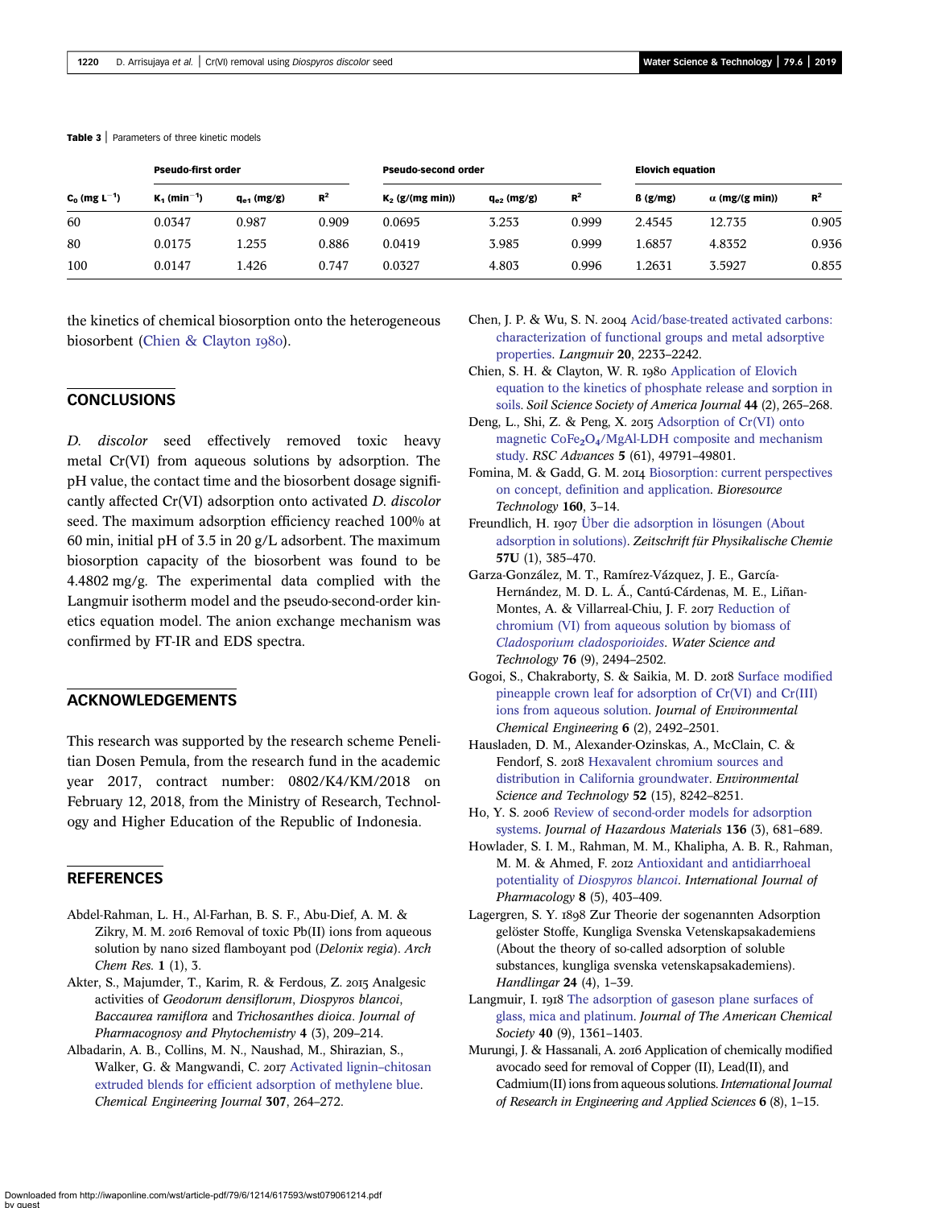**Table 3** | Parameters of three kinetic models

| | Pseudo-first order | | | Pseudo-second order | | | Elovich equation | | |
|---|---|---|---|---|---|---|---|---|---|
| $C_0$ (mg $L^{-1}$) | $K_1$ ($min^{-1}$) | $q_{e1}$ (mg/g) | $R^2$ | $K_2$ (g/(mg min)) | $q_{e2}$ (mg/g) | $R^2$ | ß (g/mg) | $\alpha$ (mg/(g min)) | $R^2$ |
| 60 | 0.0347 | 0.987 | 0.909 | 0.0695 | 3.253 | 0.999 | 2.4545 | 12.735 | 0.905 |
| 80 | 0.0175 | 1.255 | 0.886 | 0.0419 | 3.985 | 0.999 | 1.6857 | 4.8352 | 0.936 |
| 100 | 0.0147 | 1.426 | 0.747 | 0.0327 | 4.803 | 0.996 | 1.2631 | 3.5927 | 0.855 |

the kinetics of chemical biosorption onto the heterogeneous biosorbent (Chien & Clayton 1980).

## CONCLUSIONS

*D. discolor* seed effectively removed toxic heavy metal Cr(VI) from aqueous solutions by adsorption. The pH value, the contact time and the biosorbent dosage significantly affected Cr(VI) adsorption onto activated *D. discolor* seed. The maximum adsorption efficiency reached 100% at 60 min, initial pH of 3.5 in 20 g/L adsorbent. The maximum biosorption capacity of the biosorbent was found to be 4.4802 mg/g. The experimental data complied with the Langmuir isotherm model and the pseudo-second-order kinetics equation model. The anion exchange mechanism was confirmed by FT-IR and EDS spectra.

## ACKNOWLEDGEMENTS

This research was supported by the research scheme Penelitian Dosen Pemula, from the research fund in the academic year 2017, contract number: 0802/K4/KM/2018 on February 12, 2018, from the Ministry of Research, Technology and Higher Education of the Republic of Indonesia.

## REFERENCES

Abdel-Rahman, L. H., Al-Farhan, B. S. F., Abu-Dief, A. M. & Zikry, M. M. 2016 Removal of toxic Pb(II) ions from aqueous solution by nano sized flamboyant pod (*Delonix regia*). *Arch Chem Res.* **1** (1), 3.

Akter, S., Majumder, T., Karim, R. & Ferdous, Z. 2015 Analgesic activities of *Geodorum densiflorum*, *Diospyros blancoi*, *Baccaurea ramiflora* and *Trichosanthes dioica*. *Journal of Pharmacognosy and Phytochemistry* **4** (3), 209–214.

Albadarin, A. B., Collins, M. N., Naushad, M., Shirazian, S., Walker, G. & Mangwandi, C. 2017 Activated lignin–chitosan extruded blends for efficient adsorption of methylene blue. *Chemical Engineering Journal* **307**, 264–272.

Chen, J. P. & Wu, S. N. 2004 Acid/base-treated activated carbons: characterization of functional groups and metal adsorptive properties. *Langmuir* **20**, 2233–2242.

Chien, S. H. & Clayton, W. R. 1980 Application of Elovich equation to the kinetics of phosphate release and sorption in soils. *Soil Science Society of America Journal* **44** (2), 265–268.

Deng, L., Shi, Z. & Peng, X. 2015 Adsorption of Cr(VI) onto magnetic $CoFe_2O_4$/MgAl-LDH composite and mechanism study. *RSC Advances* **5** (61), 49791–49801.

Fomina, M. & Gadd, G. M. 2014 Biosorption: current perspectives on concept, definition and application. *Bioresource Technology* **160**, 3–14.

Freundlich, H. 1907 Über die adsorption in lösungen (About adsorption in solutions). *Zeitschrift für Physikalische Chemie* **57U** (1), 385–470.

Garza-González, M. T., Ramírez-Vázquez, J. E., García-Hernández, M. D. L. Á., Cantú-Cárdenas, M. E., Liñan-Montes, A. & Villarreal-Chiu, J. F. 2017 Reduction of chromium (VI) from aqueous solution by biomass of *Cladosporium cladosporioides*. *Water Science and Technology* **76** (9), 2494–2502.

Gogoi, S., Chakraborty, S. & Saikia, M. D. 2018 Surface modified pineapple crown leaf for adsorption of Cr(VI) and Cr(III) ions from aqueous solution. *Journal of Environmental Chemical Engineering* **6** (2), 2492–2501.

Hausladen, D. M., Alexander-Ozinskas, A., McClain, C. & Fendorf, S. 2018 Hexavalent chromium sources and distribution in California groundwater. *Environmental Science and Technology* **52** (15), 8242–8251.

Ho, Y. S. 2006 Review of second-order models for adsorption systems. *Journal of Hazardous Materials* **136** (3), 681–689.

Howlader, S. I. M., Rahman, M. M., Khalipha, A. B. R., Rahman, M. M. & Ahmed, F. 2012 Antioxidant and antidiarrhoeal potentiality of *Diospyros blancoi*. *International Journal of Pharmacology* **8** (5), 403–409.

Lagergren, S. Y. 1898 Zur Theorie der sogenannten Adsorption gelöster Stoffe, Kungliga Svenska Vetenskapsakademiens (About the theory of so-called adsorption of soluble substances, kungliga svenska vetenskapsakademiens). *Handlingar* **24** (4), 1–39.

Langmuir, I. 1918 The adsorption of gaseson plane surfaces of glass, mica and platinum. *Journal of The American Chemical Society* **40** (9), 1361–1403.

Murungi, J. & Hassanali, A. 2016 Application of chemically modified avocado seed for removal of Copper (II), Lead(II), and Cadmium(II) ions from aqueous solutions. *International Journal of Research in Engineering and Applied Sciences* **6** (8), 1–15.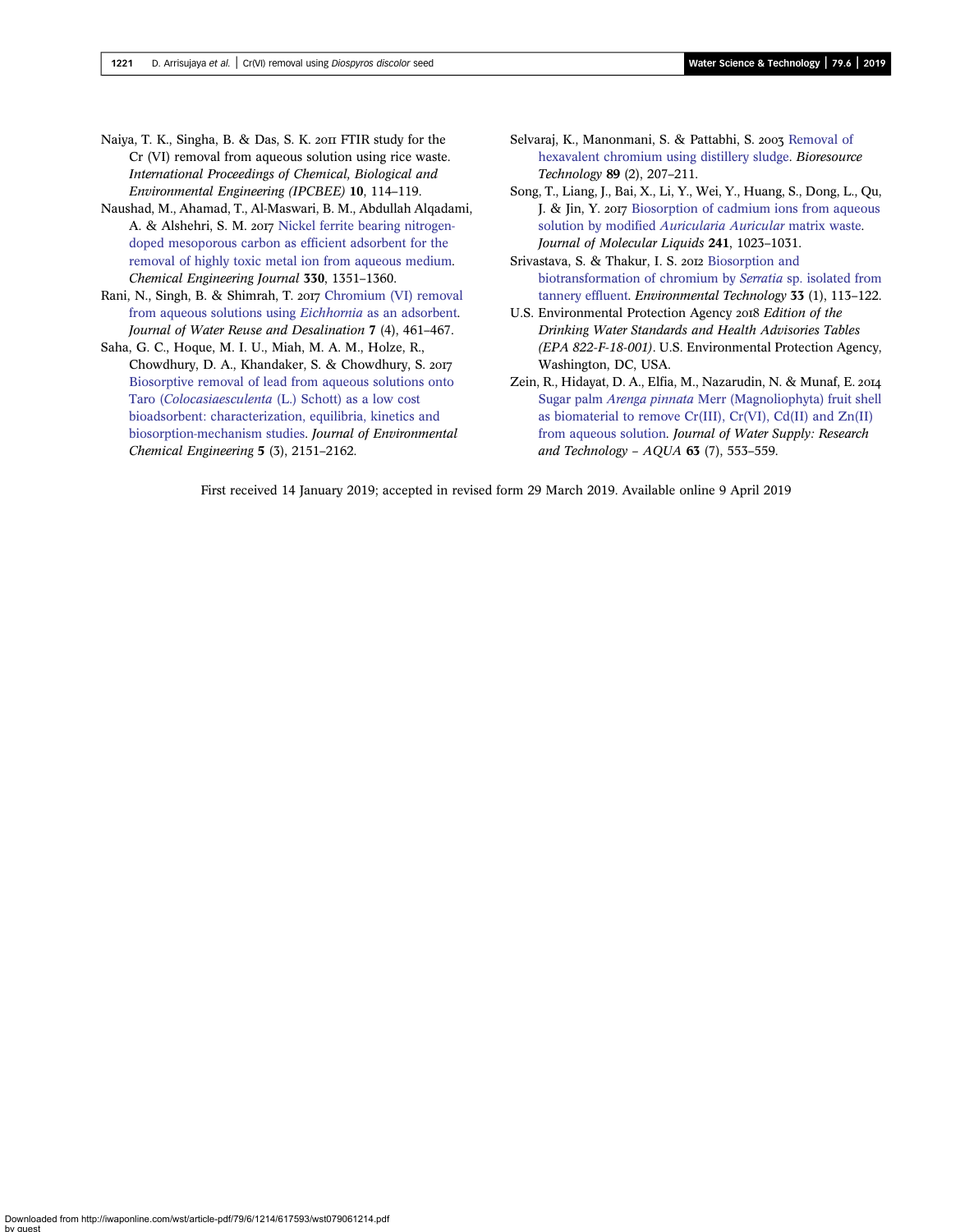Naiya, T. K., Singha, B. & Das, S. K. 2011 FTIR study for the Cr (VI) removal from aqueous solution using rice waste. *International Proceedings of Chemical, Biological and Environmental Engineering (IPCBEE)* **10**, 114–119.

Naushad, M., Ahamad, T., Al-Maswari, B. M., Abdullah Alqadami, A. & Alshehri, S. M. 2017 Nickel ferrite bearing nitrogen-doped mesoporous carbon as efficient adsorbent for the removal of highly toxic metal ion from aqueous medium. *Chemical Engineering Journal* **330**, 1351–1360.

Rani, N., Singh, B. & Shimrah, T. 2017 Chromium (VI) removal from aqueous solutions using *Eichhornia* as an adsorbent. *Journal of Water Reuse and Desalination* **7** (4), 461–467.

Saha, G. C., Hoque, M. I. U., Miah, M. A. M., Holze, R., Chowdhury, D. A., Khandaker, S. & Chowdhury, S. 2017 Biosorptive removal of lead from aqueous solutions onto Taro (*Colocasiaesculenta* (L.) Schott) as a low cost bioadsorbent: characterization, equilibria, kinetics and biosorption-mechanism studies. *Journal of Environmental Chemical Engineering* **5** (3), 2151–2162.

Selvaraj, K., Manonmani, S. & Pattabhi, S. 2003 Removal of hexavalent chromium using distillery sludge. *Bioresource Technology* **89** (2), 207–211.

Song, T., Liang, J., Bai, X., Li, Y., Wei, Y., Huang, S., Dong, L., Qu, J. & Jin, Y. 2017 Biosorption of cadmium ions from aqueous solution by modified *Auricularia Auricular* matrix waste. *Journal of Molecular Liquids* **241**, 1023–1031.

Srivastava, S. & Thakur, I. S. 2012 Biosorption and biotransformation of chromium by *Serratia* sp. isolated from tannery effluent. *Environmental Technology* **33** (1), 113–122.

U.S. Environmental Protection Agency 2018 *Edition of the Drinking Water Standards and Health Advisories Tables (EPA 822-F-18-001)*. U.S. Environmental Protection Agency, Washington, DC, USA.

Zein, R., Hidayat, D. A., Elfia, M., Nazarudin, N. & Munaf, E. 2014 Sugar palm *Arenga pinnata* Merr (Magnoliophyta) fruit shell as biomaterial to remove Cr(III), Cr(VI), Cd(II) and Zn(II) from aqueous solution. *Journal of Water Supply: Research and Technology – AQUA* **63** (7), 553–559.

First received 14 January 2019; accepted in revised form 29 March 2019. Available online 9 April 2019